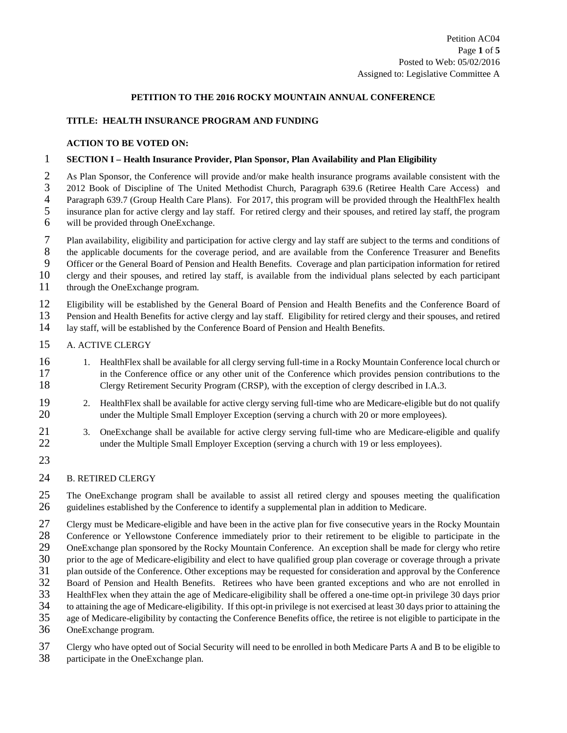Petition AC04
Posted to Web: 05/02/2016
Assigned to: Legislative Committee A

## PETITION TO THE 2016 ROCKY MOUNTAIN ANNUAL CONFERENCE

**TITLE: HEALTH INSURANCE PROGRAM AND FUNDING**

**ACTION TO BE VOTED ON:**

**SECTION I – Health Insurance Provider, Plan Sponsor, Plan Availability and Plan Eligibility**

As Plan Sponsor, the Conference will provide and/or make health insurance programs available consistent with the 2012 Book of Discipline of The United Methodist Church, Paragraph 639.6 (Retiree Health Care Access) and Paragraph 639.7 (Group Health Care Plans). For 2017, this program will be provided through the HealthFlex health insurance plan for active clergy and lay staff. For retired clergy and their spouses, and retired lay staff, the program will be provided through OneExchange.

Plan availability, eligibility and participation for active clergy and lay staff are subject to the terms and conditions of the applicable documents for the coverage period, and are available from the Conference Treasurer and Benefits Officer or the General Board of Pension and Health Benefits. Coverage and plan participation information for retired clergy and their spouses, and retired lay staff, is available from the individual plans selected by each participant through the OneExchange program.

Eligibility will be established by the General Board of Pension and Health Benefits and the Conference Board of Pension and Health Benefits for active clergy and lay staff. Eligibility for retired clergy and their spouses, and retired lay staff, will be established by the Conference Board of Pension and Health Benefits.

A. ACTIVE CLERGY

1. HealthFlex shall be available for all clergy serving full-time in a Rocky Mountain Conference local church or in the Conference office or any other unit of the Conference which provides pension contributions to the Clergy Retirement Security Program (CRSP), with the exception of clergy described in I.A.3.
2. HealthFlex shall be available for active clergy serving full-time who are Medicare-eligible but do not qualify under the Multiple Small Employer Exception (serving a church with 20 or more employees).
3. OneExchange shall be available for active clergy serving full-time who are Medicare-eligible and qualify under the Multiple Small Employer Exception (serving a church with 19 or less employees).

B. RETIRED CLERGY

The OneExchange program shall be available to assist all retired clergy and spouses meeting the qualification guidelines established by the Conference to identify a supplemental plan in addition to Medicare.

Clergy must be Medicare-eligible and have been in the active plan for five consecutive years in the Rocky Mountain Conference or Yellowstone Conference immediately prior to their retirement to be eligible to participate in the OneExchange plan sponsored by the Rocky Mountain Conference. An exception shall be made for clergy who retire prior to the age of Medicare-eligibility and elect to have qualified group plan coverage or coverage through a private plan outside of the Conference. Other exceptions may be requested for consideration and approval by the Conference Board of Pension and Health Benefits. Retirees who have been granted exceptions and who are not enrolled in HealthFlex when they attain the age of Medicare-eligibility shall be offered a one-time opt-in privilege 30 days prior to attaining the age of Medicare-eligibility. If this opt-in privilege is not exercised at least 30 days prior to attaining the age of Medicare-eligibility by contacting the Conference Benefits office, the retiree is not eligible to participate in the OneExchange program.

Clergy who have opted out of Social Security will need to be enrolled in both Medicare Parts A and B to be eligible to participate in the OneExchange plan.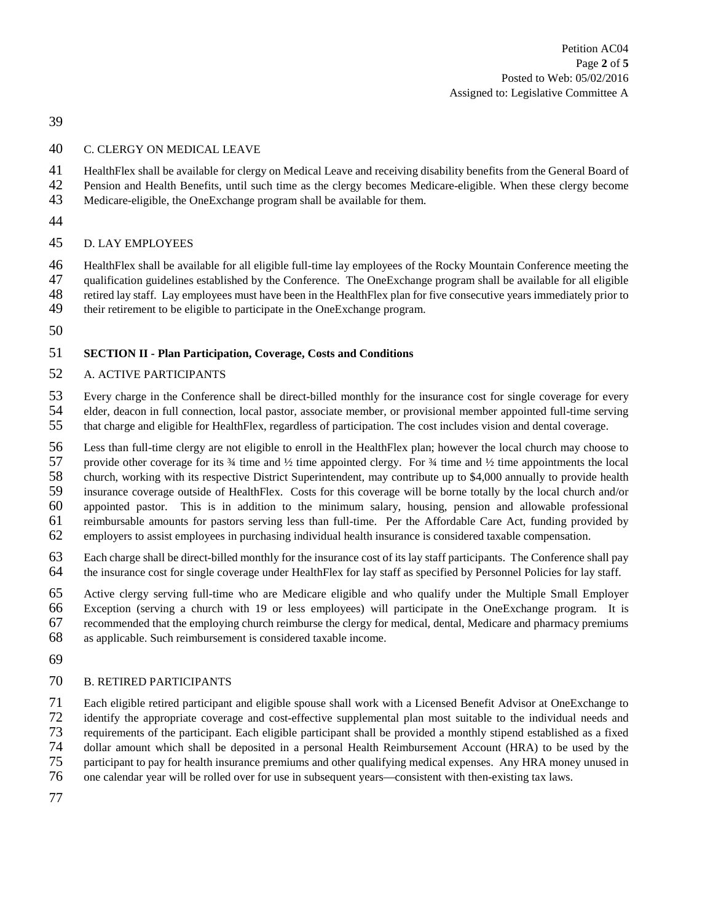C. CLERGY ON MEDICAL LEAVE

HealthFlex shall be available for clergy on Medical Leave and receiving disability benefits from the General Board of Pension and Health Benefits, until such time as the clergy becomes Medicare-eligible. When these clergy become Medicare-eligible, the OneExchange program shall be available for them.

D. LAY EMPLOYEES

HealthFlex shall be available for all eligible full-time lay employees of the Rocky Mountain Conference meeting the qualification guidelines established by the Conference. The OneExchange program shall be available for all eligible retired lay staff. Lay employees must have been in the HealthFlex plan for five consecutive years immediately prior to their retirement to be eligible to participate in the OneExchange program.

**SECTION II - Plan Participation, Coverage, Costs and Conditions**

A. ACTIVE PARTICIPANTS

Every charge in the Conference shall be direct-billed monthly for the insurance cost for single coverage for every elder, deacon in full connection, local pastor, associate member, or provisional member appointed full-time serving that charge and eligible for HealthFlex, regardless of participation. The cost includes vision and dental coverage.

Less than full-time clergy are not eligible to enroll in the HealthFlex plan; however the local church may choose to provide other coverage for its ¾ time and ½ time appointed clergy. For ¾ time and ½ time appointments the local church, working with its respective District Superintendent, may contribute up to $4,000 annually to provide health insurance coverage outside of HealthFlex. Costs for this coverage will be borne totally by the local church and/or appointed pastor. This is in addition to the minimum salary, housing, pension and allowable professional reimbursable amounts for pastors serving less than full-time. Per the Affordable Care Act, funding provided by employers to assist employees in purchasing individual health insurance is considered taxable compensation.

Each charge shall be direct-billed monthly for the insurance cost of its lay staff participants. The Conference shall pay the insurance cost for single coverage under HealthFlex for lay staff as specified by Personnel Policies for lay staff.

Active clergy serving full-time who are Medicare eligible and who qualify under the Multiple Small Employer Exception (serving a church with 19 or less employees) will participate in the OneExchange program. It is recommended that the employing church reimburse the clergy for medical, dental, Medicare and pharmacy premiums as applicable. Such reimbursement is considered taxable income.

B. RETIRED PARTICIPANTS

Each eligible retired participant and eligible spouse shall work with a Licensed Benefit Advisor at OneExchange to identify the appropriate coverage and cost-effective supplemental plan most suitable to the individual needs and requirements of the participant. Each eligible participant shall be provided a monthly stipend established as a fixed dollar amount which shall be deposited in a personal Health Reimbursement Account (HRA) to be used by the participant to pay for health insurance premiums and other qualifying medical expenses. Any HRA money unused in one calendar year will be rolled over for use in subsequent years—consistent with then-existing tax laws.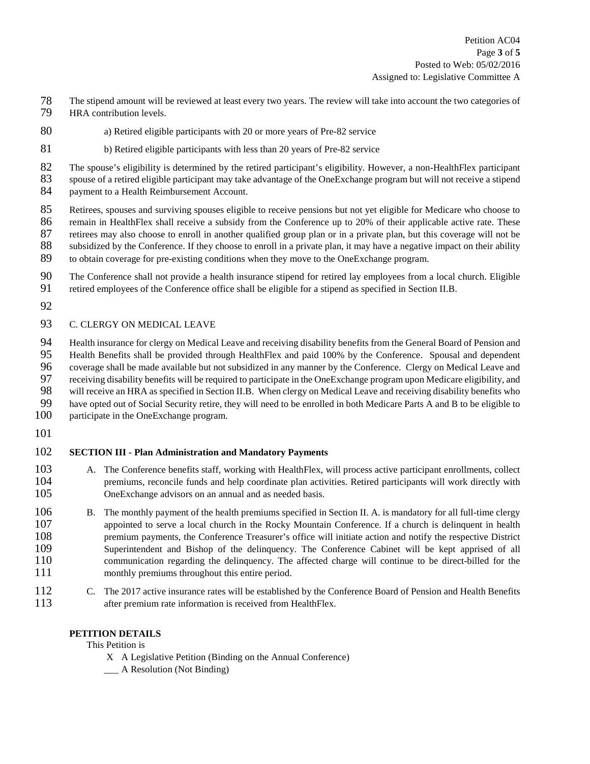The stipend amount will be reviewed at least every two years. The review will take into account the two categories of HRA contribution levels.

a) Retired eligible participants with 20 or more years of Pre-82 service

b) Retired eligible participants with less than 20 years of Pre-82 service

The spouse's eligibility is determined by the retired participant's eligibility. However, a non-HealthFlex participant spouse of a retired eligible participant may take advantage of the OneExchange program but will not receive a stipend payment to a Health Reimbursement Account.

Retirees, spouses and surviving spouses eligible to receive pensions but not yet eligible for Medicare who choose to remain in HealthFlex shall receive a subsidy from the Conference up to 20% of their applicable active rate. These retirees may also choose to enroll in another qualified group plan or in a private plan, but this coverage will not be subsidized by the Conference. If they choose to enroll in a private plan, it may have a negative impact on their ability to obtain coverage for pre-existing conditions when they move to the OneExchange program.

The Conference shall not provide a health insurance stipend for retired lay employees from a local church. Eligible retired employees of the Conference office shall be eligible for a stipend as specified in Section II.B.

C. CLERGY ON MEDICAL LEAVE

Health insurance for clergy on Medical Leave and receiving disability benefits from the General Board of Pension and Health Benefits shall be provided through HealthFlex and paid 100% by the Conference. Spousal and dependent coverage shall be made available but not subsidized in any manner by the Conference. Clergy on Medical Leave and receiving disability benefits will be required to participate in the OneExchange program upon Medicare eligibility, and will receive an HRA as specified in Section II.B. When clergy on Medical Leave and receiving disability benefits who have opted out of Social Security retire, they will need to be enrolled in both Medicare Parts A and B to be eligible to participate in the OneExchange program.

**SECTION III - Plan Administration and Mandatory Payments**

A. The Conference benefits staff, working with HealthFlex, will process active participant enrollments, collect premiums, reconcile funds and help coordinate plan activities. Retired participants will work directly with OneExchange advisors on an annual and as needed basis.

B. The monthly payment of the health premiums specified in Section II. A. is mandatory for all full-time clergy appointed to serve a local church in the Rocky Mountain Conference. If a church is delinquent in health premium payments, the Conference Treasurer's office will initiate action and notify the respective District Superintendent and Bishop of the delinquency. The Conference Cabinet will be kept apprised of all communication regarding the delinquency. The affected charge will continue to be direct-billed for the monthly premiums throughout this entire period.

C. The 2017 active insurance rates will be established by the Conference Board of Pension and Health Benefits after premium rate information is received from HealthFlex.

**PETITION DETAILS**

This Petition is

X A Legislative Petition (Binding on the Annual Conference)

___ A Resolution (Not Binding)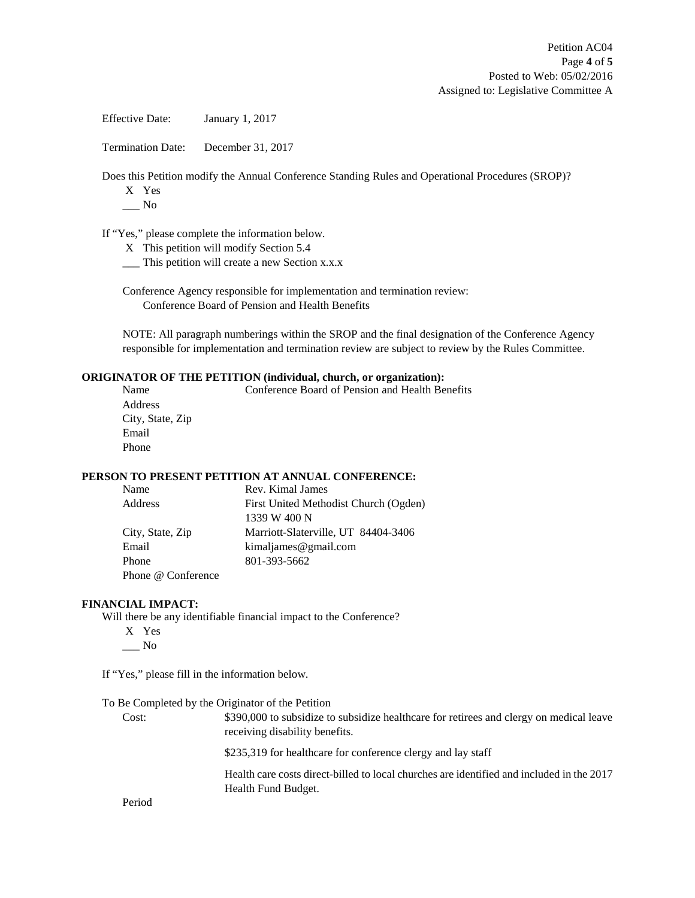Effective Date: January 1, 2017

Termination Date: December 31, 2017

Does this Petition modify the Annual Conference Standing Rules and Operational Procedures (SROP)?

X Yes
___ No

If "Yes," please complete the information below.

X This petition will modify Section 5.4
___ This petition will create a new Section x.x.x

Conference Agency responsible for implementation and termination review:
Conference Board of Pension and Health Benefits

NOTE: All paragraph numberings within the SROP and the final designation of the Conference Agency responsible for implementation and termination review are subject to review by the Rules Committee.

**ORIGINATOR OF THE PETITION (individual, church, or organization):**

| | |
|---|---|
| Name | Conference Board of Pension and Health Benefits |
| Address | |
| City, State, Zip | |
| Email | |
| Phone | |

**PERSON TO PRESENT PETITION AT ANNUAL CONFERENCE:**

| | |
|---|---|
| Name | Rev. Kimal James |
| Address | First United Methodist Church (Ogden)<br>1339 W 400 N |
| City, State, Zip | Marriott-Slaterville, UT 84404-3406 |
| Email | kimaljames@gmail.com |
| Phone | 801-393-5662 |
| Phone @ Conference | |

**FINANCIAL IMPACT:**

Will there be any identifiable financial impact to the Conference?

X Yes
___ No

If "Yes," please fill in the information below.

To Be Completed by the Originator of the Petition

Cost: $390,000 to subsidize to subsidize healthcare for retirees and clergy on medical leave receiving disability benefits.

$235,319 for healthcare for conference clergy and lay staff

Health care costs direct-billed to local churches are identified and included in the 2017 Health Fund Budget.

Period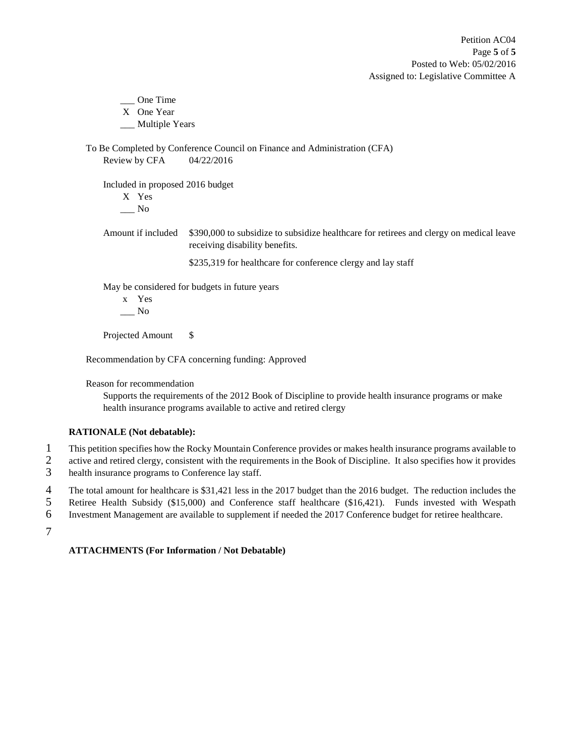___ One Time
X One Year
___ Multiple Years

To Be Completed by Conference Council on Finance and Administration (CFA)
Review by CFA 04/22/2016

Included in proposed 2016 budget
X Yes
___ No

Amount if included $390,000 to subsidize to subsidize healthcare for retirees and clergy on medical leave receiving disability benefits.

$235,319 for healthcare for conference clergy and lay staff

May be considered for budgets in future years
x Yes
___ No

Projected Amount $

Recommendation by CFA concerning funding: Approved

Reason for recommendation
Supports the requirements of the 2012 Book of Discipline to provide health insurance programs or make health insurance programs available to active and retired clergy

**RATIONALE (Not debatable):**

1 This petition specifies how the Rocky Mountain Conference provides or makes health insurance programs available to
2 active and retired clergy, consistent with the requirements in the Book of Discipline. It also specifies how it provides
3 health insurance programs to Conference lay staff.

4 The total amount for healthcare is $31,421 less in the 2017 budget than the 2016 budget. The reduction includes the
5 Retiree Health Subsidy ($15,000) and Conference staff healthcare ($16,421). Funds invested with Wespath
6 Investment Management are available to supplement if needed the 2017 Conference budget for retiree healthcare.

7

**ATTACHMENTS (For Information / Not Debatable)**